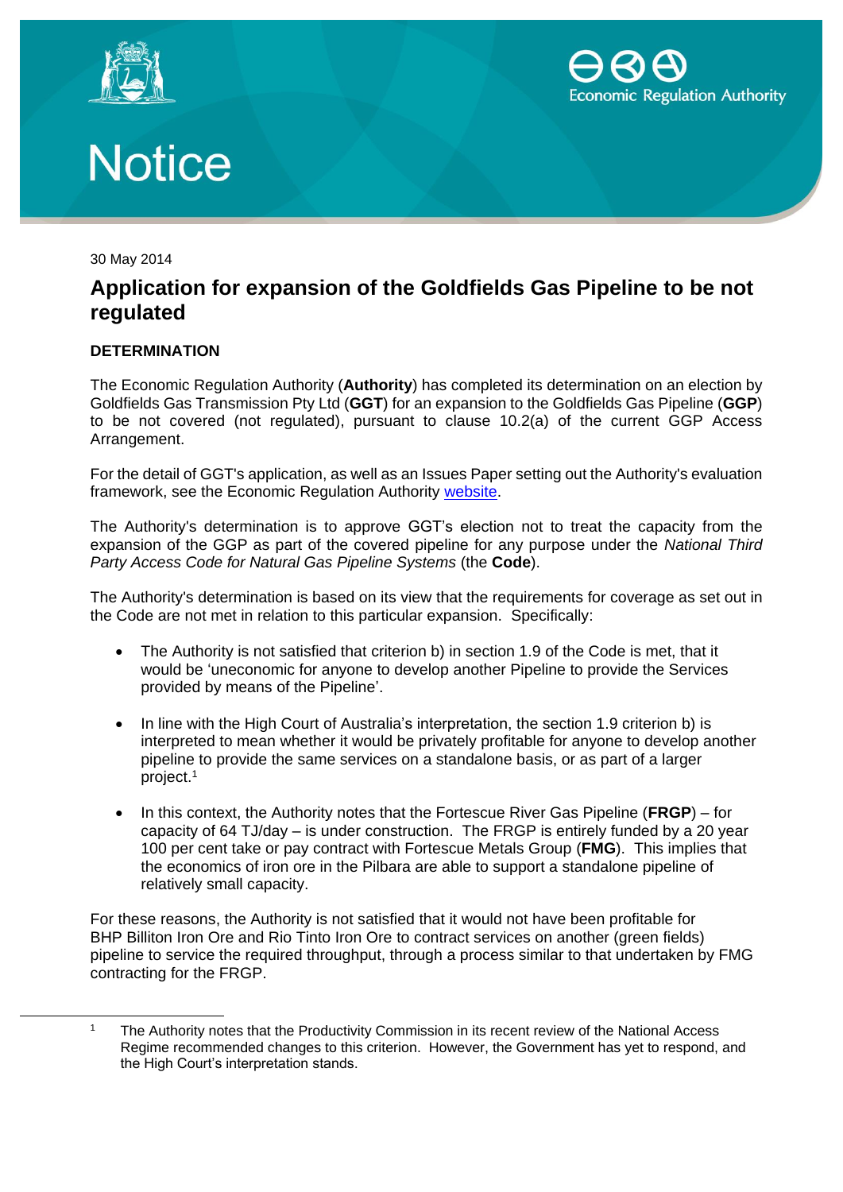# Notice

30 May 2014

## Application for expansion of the Goldfields Gas Pipeline to be not regulated

### DETERMINATION

The Economic Regulation Authority (**Authority**) has completed its determination on an election by Goldfields Gas Transmission Pty Ltd (**GGT**) for an expansion to the Goldfields Gas Pipeline (**GGP**) to be not covered (not regulated), pursuant to clause 10.2(a) of the current GGP Access Arrangement.

For the detail of GGT's application, as well as an Issues Paper setting out the Authority's evaluation framework, see the Economic Regulation Authority website.

The Authority's determination is to approve GGT's election not to treat the capacity from the expansion of the GGP as part of the covered pipeline for any purpose under the *National Third Party Access Code for Natural Gas Pipeline Systems* (the **Code**).

The Authority's determination is based on its view that the requirements for coverage as set out in the Code are not met in relation to this particular expansion. Specifically:

- The Authority is not satisfied that criterion b) in section 1.9 of the Code is met, that it would be 'uneconomic for anyone to develop another Pipeline to provide the Services provided by means of the Pipeline'.
- In line with the High Court of Australia's interpretation, the section 1.9 criterion b) is interpreted to mean whether it would be privately profitable for anyone to develop another pipeline to provide the same services on a standalone basis, or as part of a larger project.[1]
- In this context, the Authority notes that the Fortescue River Gas Pipeline (**FRGP**) – for capacity of 64 TJ/day – is under construction. The FRGP is entirely funded by a 20 year 100 per cent take or pay contract with Fortescue Metals Group (**FMG**). This implies that the economics of iron ore in the Pilbara are able to support a standalone pipeline of relatively small capacity.

For these reasons, the Authority is not satisfied that it would not have been profitable for BHP Billiton Iron Ore and Rio Tinto Iron Ore to contract services on another (green fields) pipeline to service the required throughput, through a process similar to that undertaken by FMG contracting for the FRGP.

---

[1] The Authority notes that the Productivity Commission in its recent review of the National Access Regime recommended changes to this criterion. However, the Government has yet to respond, and the High Court's interpretation stands.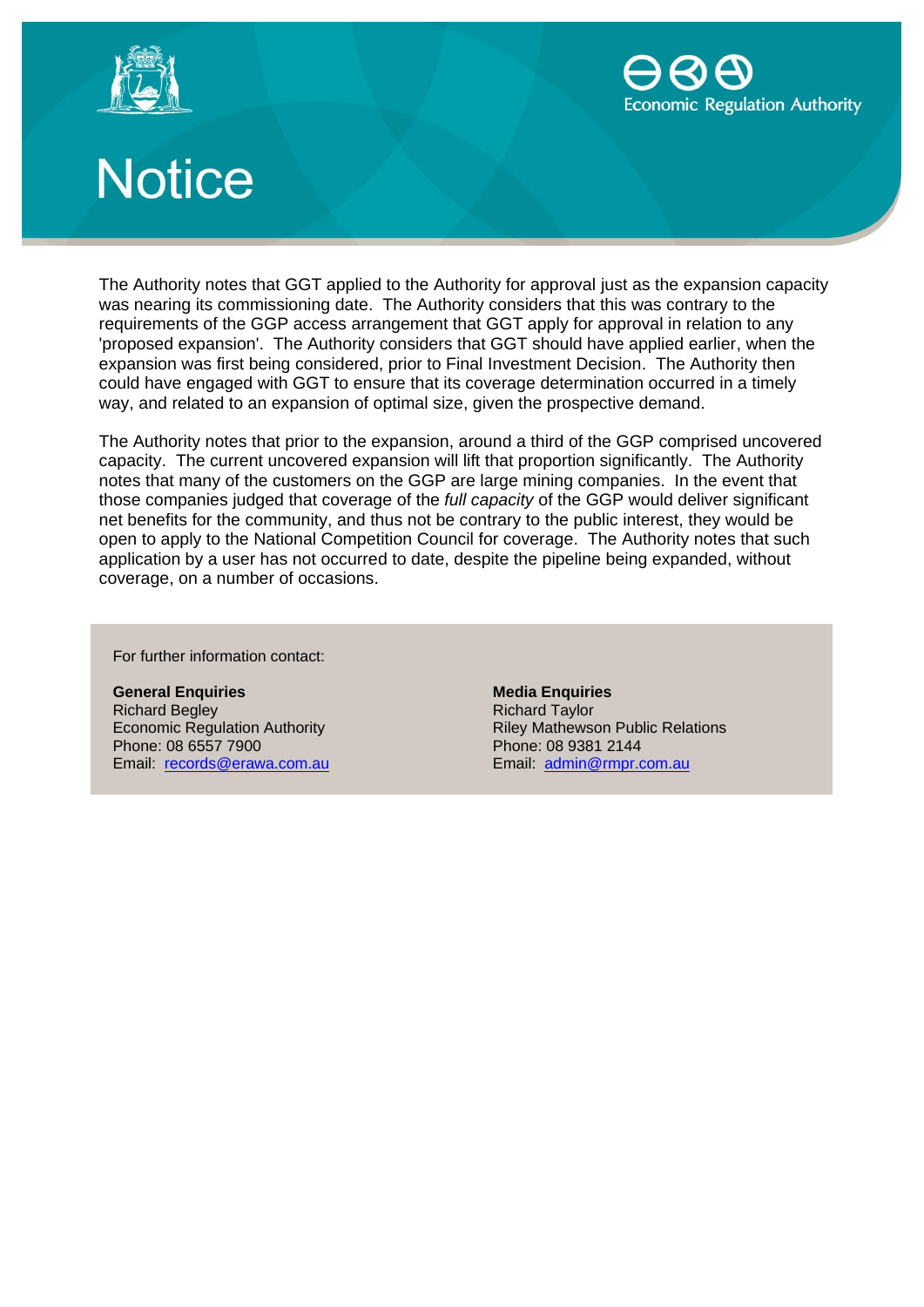# Notice

The Authority notes that GGT applied to the Authority for approval just as the expansion capacity was nearing its commissioning date. The Authority considers that this was contrary to the requirements of the GGP access arrangement that GGT apply for approval in relation to any 'proposed expansion'. The Authority considers that GGT should have applied earlier, when the expansion was first being considered, prior to Final Investment Decision. The Authority then could have engaged with GGT to ensure that its coverage determination occurred in a timely way, and related to an expansion of optimal size, given the prospective demand.

The Authority notes that prior to the expansion, around a third of the GGP comprised uncovered capacity. The current uncovered expansion will lift that proportion significantly. The Authority notes that many of the customers on the GGP are large mining companies. In the event that those companies judged that coverage of the *full capacity* of the GGP would deliver significant net benefits for the community, and thus not be contrary to the public interest, they would be open to apply to the National Competition Council for coverage. The Authority notes that such application by a user has not occurred to date, despite the pipeline being expanded, without coverage, on a number of occasions.

For further information contact:

**General Enquiries**
Richard Begley
Economic Regulation Authority
Phone: 08 6557 7900
Email: records@erawa.com.au

**Media Enquiries**
Richard Taylor
Riley Mathewson Public Relations
Phone: 08 9381 2144
Email: admin@rmpr.com.au